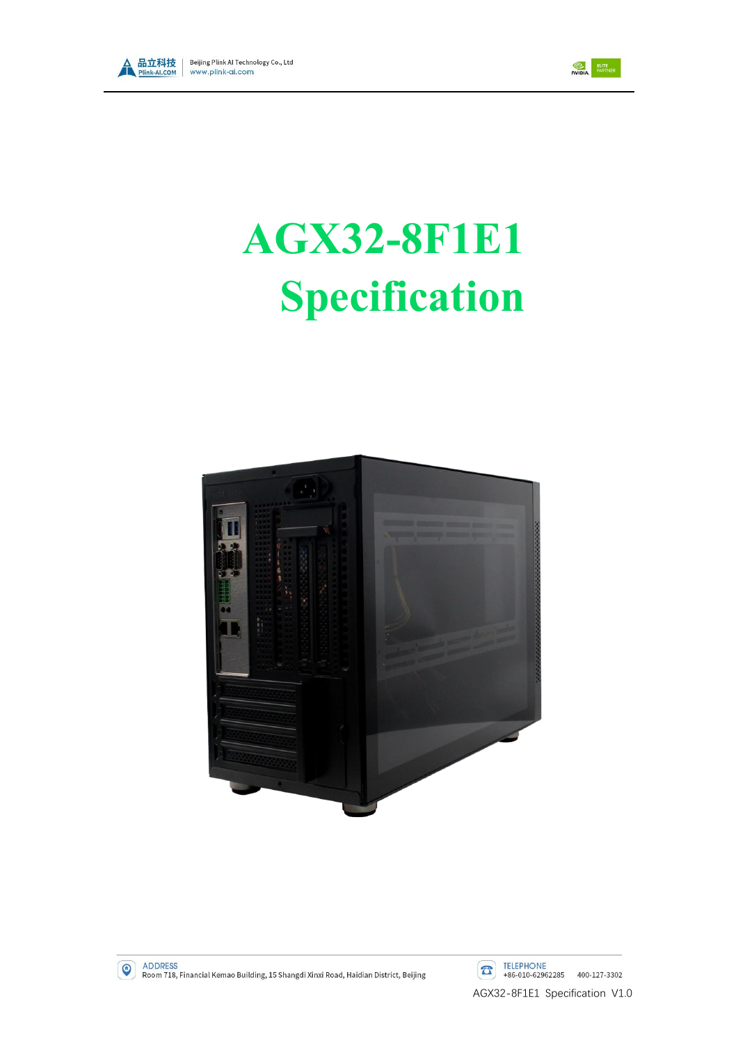# AGX32-8F1E1

# Specification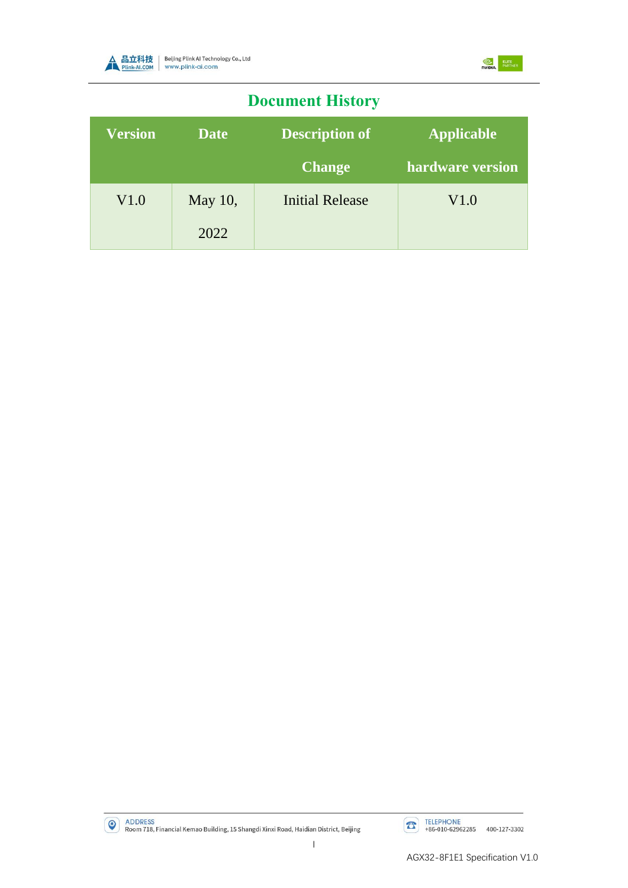# Document History

| Version | Date | Description of Change | Applicable hardware version |
|---|---|---|---|
| V1.0 | May 10, 2022 | Initial Release | V1.0 |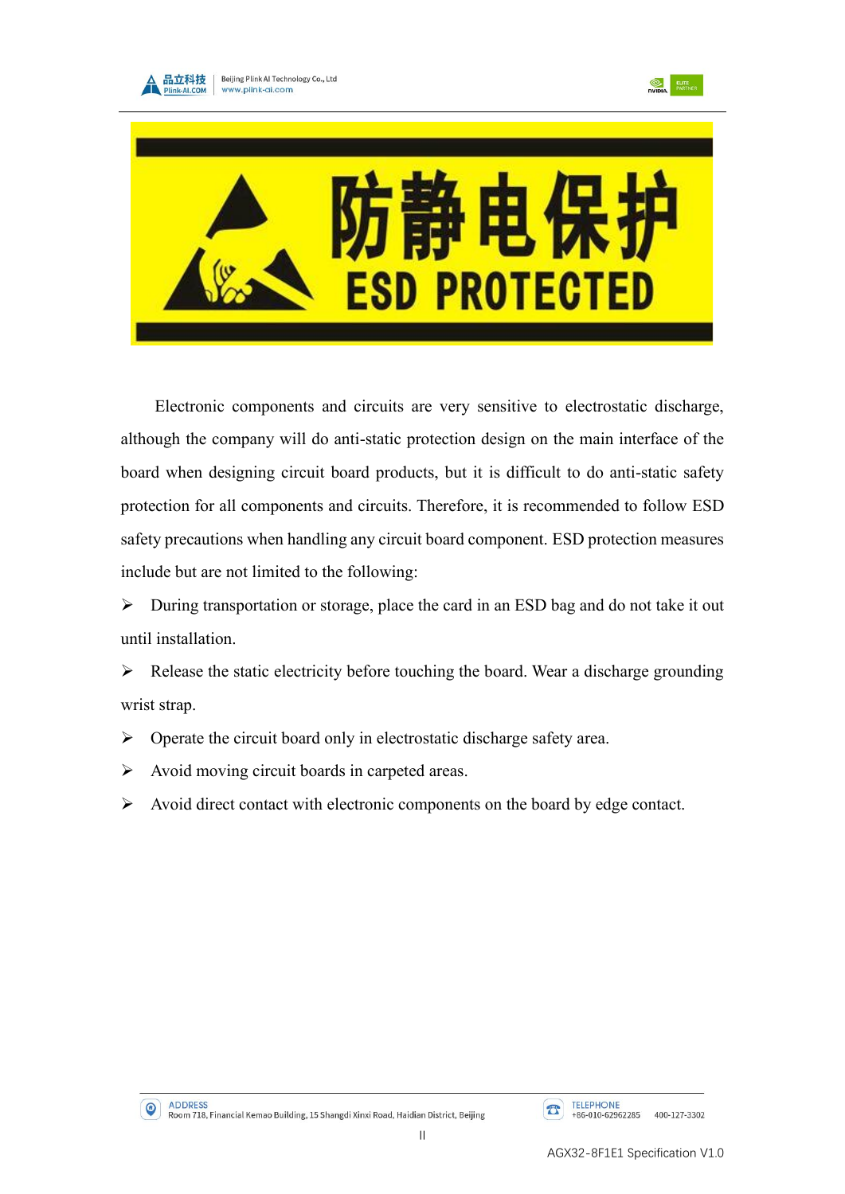防静电保护

ESD PROTECTED

Electronic components and circuits are very sensitive to electrostatic discharge, although the company will do anti-static protection design on the main interface of the board when designing circuit board products, but it is difficult to do anti-static safety protection for all components and circuits. Therefore, it is recommended to follow ESD safety precautions when handling any circuit board component. ESD protection measures include but are not limited to the following:

- During transportation or storage, place the card in an ESD bag and do not take it out until installation.
- Release the static electricity before touching the board. Wear a discharge grounding wrist strap.
- Operate the circuit board only in electrostatic discharge safety area.
- Avoid moving circuit boards in carpeted areas.
- Avoid direct contact with electronic components on the board by edge contact.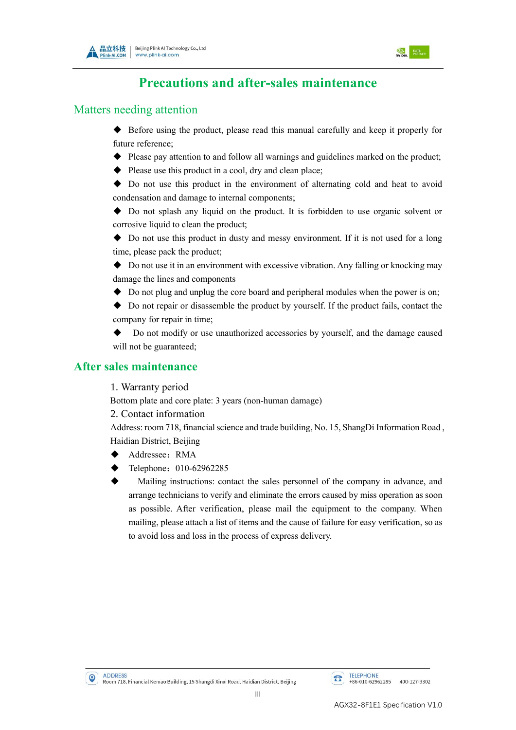# Precautions and after-sales maintenance

## Matters needing attention

- Before using the product, please read this manual carefully and keep it properly for future reference;
- Please pay attention to and follow all warnings and guidelines marked on the product;
- Please use this product in a cool, dry and clean place;
- Do not use this product in the environment of alternating cold and heat to avoid condensation and damage to internal components;
- Do not splash any liquid on the product. It is forbidden to use organic solvent or corrosive liquid to clean the product;
- Do not use this product in dusty and messy environment. If it is not used for a long time, please pack the product;
- Do not use it in an environment with excessive vibration. Any falling or knocking may damage the lines and components
- Do not plug and unplug the core board and peripheral modules when the power is on;
- Do not repair or disassemble the product by yourself. If the product fails, contact the company for repair in time;
- Do not modify or use unauthorized accessories by yourself, and the damage caused will not be guaranteed;

## After sales maintenance

1. Warranty period

Bottom plate and core plate: 3 years (non-human damage)

2. Contact information

Address: room 718, financial science and trade building, No. 15, ShangDi Information Road , Haidian District, Beijing

- Addressee：RMA
- Telephone：010-62962285
- Mailing instructions: contact the sales personnel of the company in advance, and arrange technicians to verify and eliminate the errors caused by miss operation as soon as possible. After verification, please mail the equipment to the company. When mailing, please attach a list of items and the cause of failure for easy verification, so as to avoid loss and loss in the process of express delivery.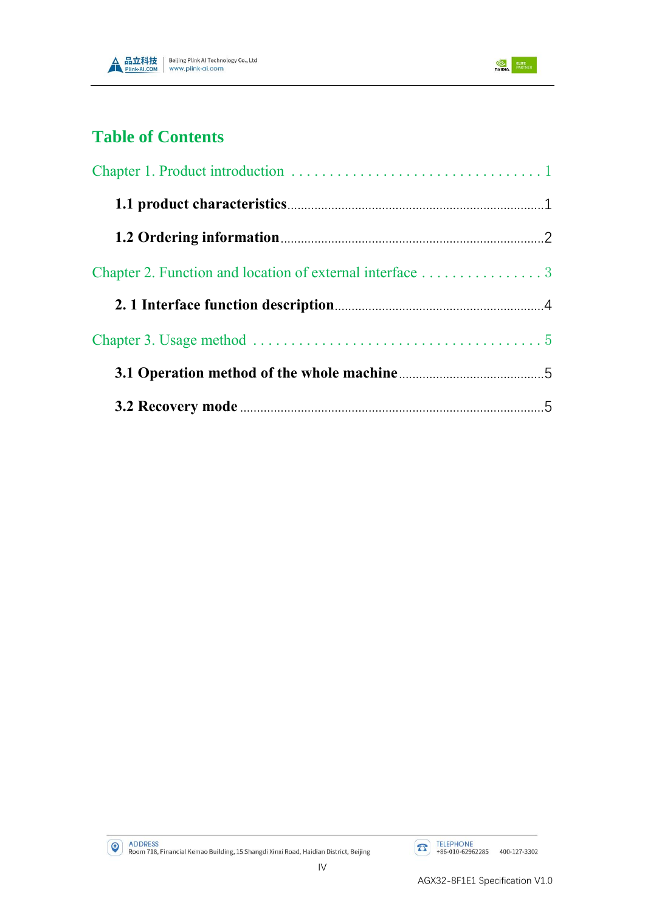# Table of Contents

Chapter 1. Product introduction . . . . . . . . . . . . . . . . . . . . . . . . . . . . . . . . . 1

**1.1 product characteristics**..........................................................................1

**1.2 Ordering information**............................................................................2

Chapter 2. Function and location of external interface . . . . . . . . . . . . . . . . 3

**2. 1 Interface function description**..............................................................4

Chapter 3. Usage method . . . . . . . . . . . . . . . . . . . . . . . . . . . . . . . . . . . . . 5

**3.1 Operation method of the whole machine**..............................................5

**3.2 Recovery mode**........................................................................................5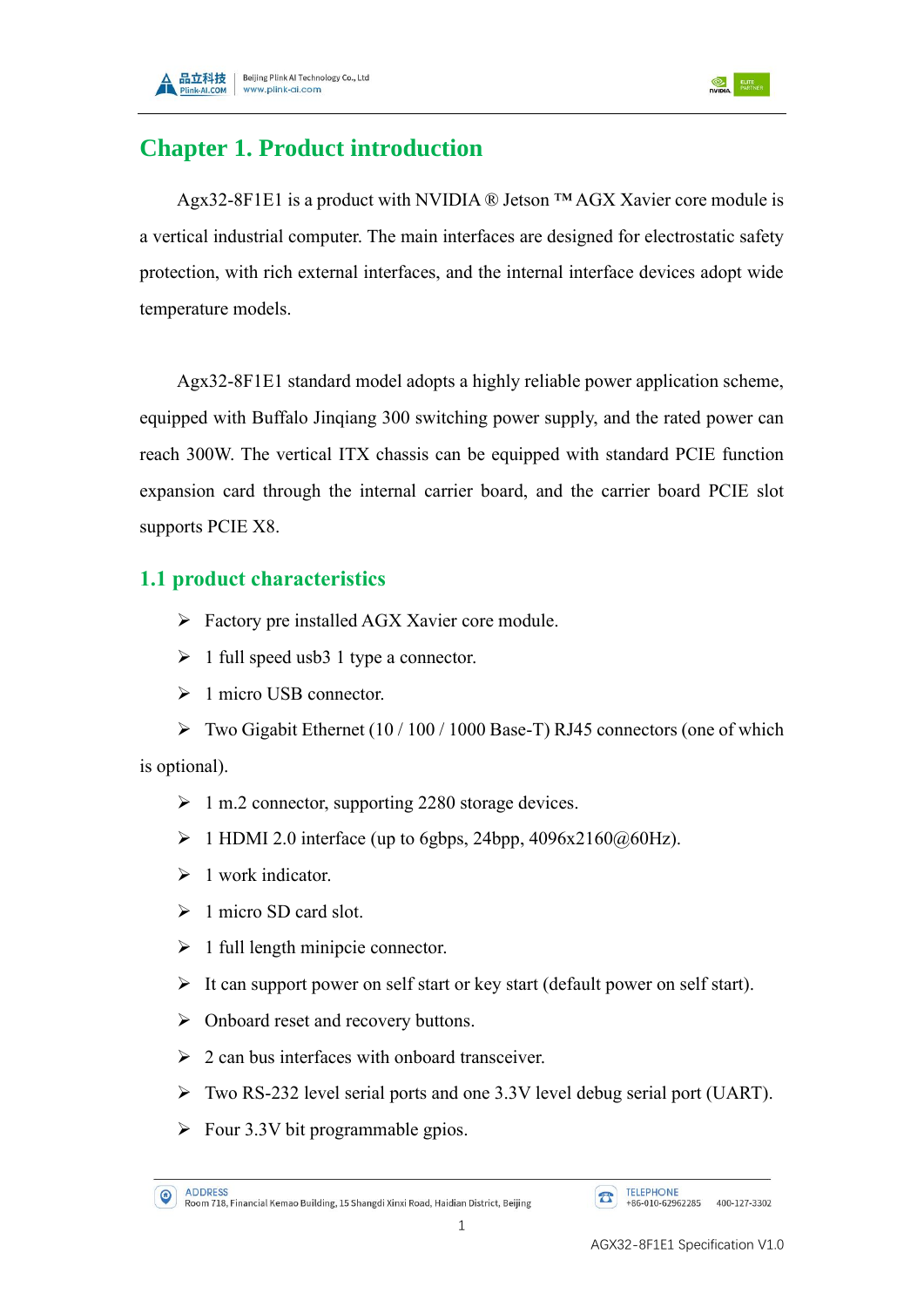# Chapter 1. Product introduction

Agx32-8F1E1 is a product with NVIDIA ® Jetson ™ AGX Xavier core module is a vertical industrial computer. The main interfaces are designed for electrostatic safety protection, with rich external interfaces, and the internal interface devices adopt wide temperature models.

Agx32-8F1E1 standard model adopts a highly reliable power application scheme, equipped with Buffalo Jinqiang 300 switching power supply, and the rated power can reach 300W. The vertical ITX chassis can be equipped with standard PCIE function expansion card through the internal carrier board, and the carrier board PCIE slot supports PCIE X8.

## 1.1 product characteristics

- Factory pre installed AGX Xavier core module.
- 1 full speed usb3 1 type a connector.
- 1 micro USB connector.
- Two Gigabit Ethernet (10 / 100 / 1000 Base-T) RJ45 connectors (one of which is optional).
- 1 m.2 connector, supporting 2280 storage devices.
- 1 HDMI 2.0 interface (up to 6gbps, 24bpp, 4096x2160@60Hz).
- 1 work indicator.
- 1 micro SD card slot.
- 1 full length minipcie connector.
- It can support power on self start or key start (default power on self start).
- Onboard reset and recovery buttons.
- 2 can bus interfaces with onboard transceiver.
- Two RS-232 level serial ports and one 3.3V level debug serial port (UART).
- Four 3.3V bit programmable gpios.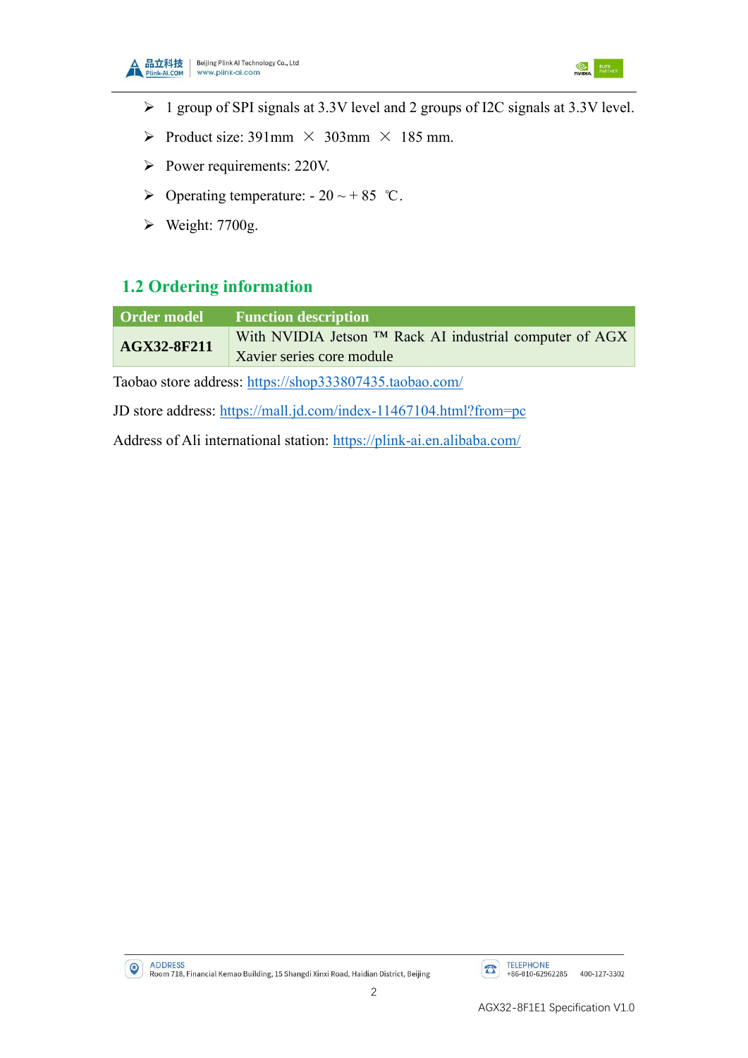- 1 group of SPI signals at 3.3V level and 2 groups of I2C signals at 3.3V level.
- Product size: 391mm × 303mm × 185 mm.
- Power requirements: 220V.
- Operating temperature: - 20 ~ + 85 ℃.
- Weight: 7700g.

## 1.2 Ordering information

| Order model | Function description |
|---|---|
| **AGX32-8F211** | With NVIDIA Jetson ™ Rack AI industrial computer of AGX Xavier series core module |

Taobao store address: https://shop333807435.taobao.com/

JD store address: https://mall.jd.com/index-11467104.html?from=pc

Address of Ali international station: https://plink-ai.en.alibaba.com/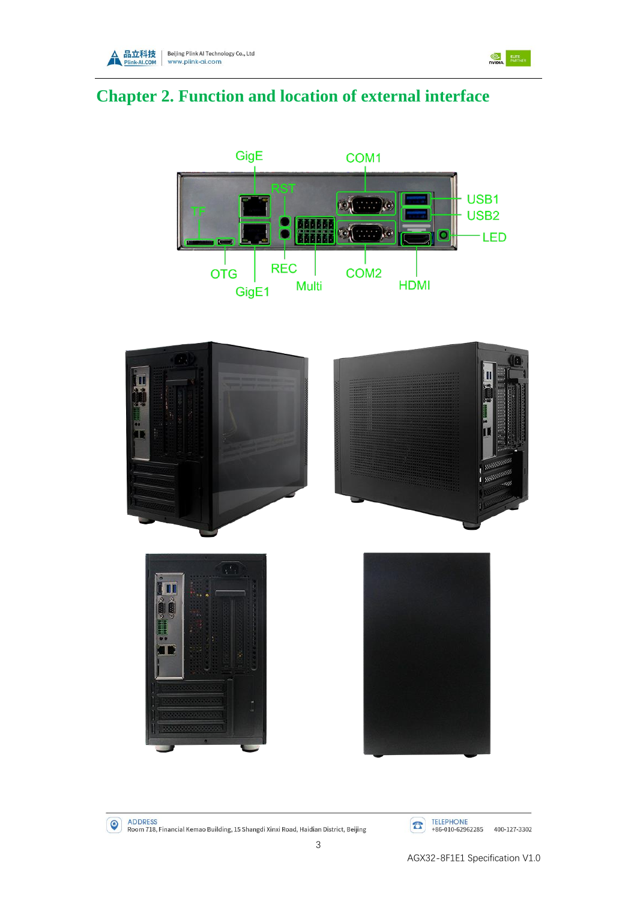# Chapter 2. Function and location of external interface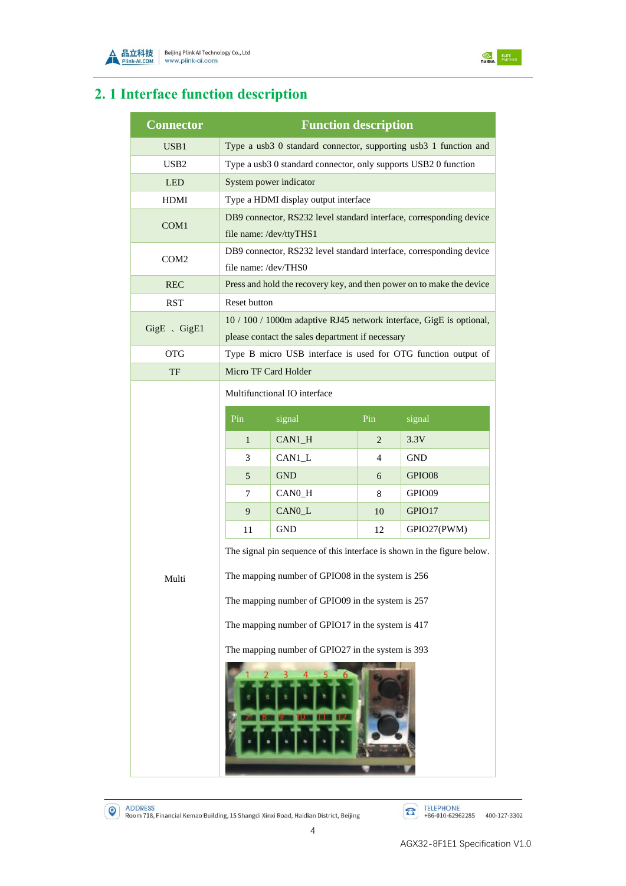## 2. 1 Interface function description

| Connector | Function description |
|---|---|
| USB1 | Type a usb3 0 standard connector, supporting usb3 1 function and |
| USB2 | Type a usb3 0 standard connector, only supports USB2 0 function |
| LED | System power indicator |
| HDMI | Type a HDMI display output interface |
| COM1 | DB9 connector, RS232 level standard interface, corresponding device file name: /dev/ttyTHS1 |
| COM2 | DB9 connector, RS232 level standard interface, corresponding device file name: /dev/THS0 |
| REC | Press and hold the recovery key, and then power on to make the device |
| RST | Reset button |
| GigE 、GigE1 | 10 / 100 / 1000m adaptive RJ45 network interface, GigE is optional, please contact the sales department if necessary |
| OTG | Type B micro USB interface is used for OTG function output of |
| TF | Micro TF Card Holder |
| Multi | Multifunctional IO interface (see pin table below) |

Multifunctional IO interface

| Pin | signal | Pin | signal |
|---|---|---|---|
| 1 | CAN1_H | 2 | 3.3V |
| 3 | CAN1_L | 4 | GND |
| 5 | GND | 6 | GPIO08 |
| 7 | CAN0_H | 8 | GPIO09 |
| 9 | CAN0_L | 10 | GPIO17 |
| 11 | GND | 12 | GPIO27(PWM) |

The signal pin sequence of this interface is shown in the figure below.

The mapping number of GPIO08 in the system is 256

The mapping number of GPIO09 in the system is 257

The mapping number of GPIO17 in the system is 417

The mapping number of GPIO27 in the system is 393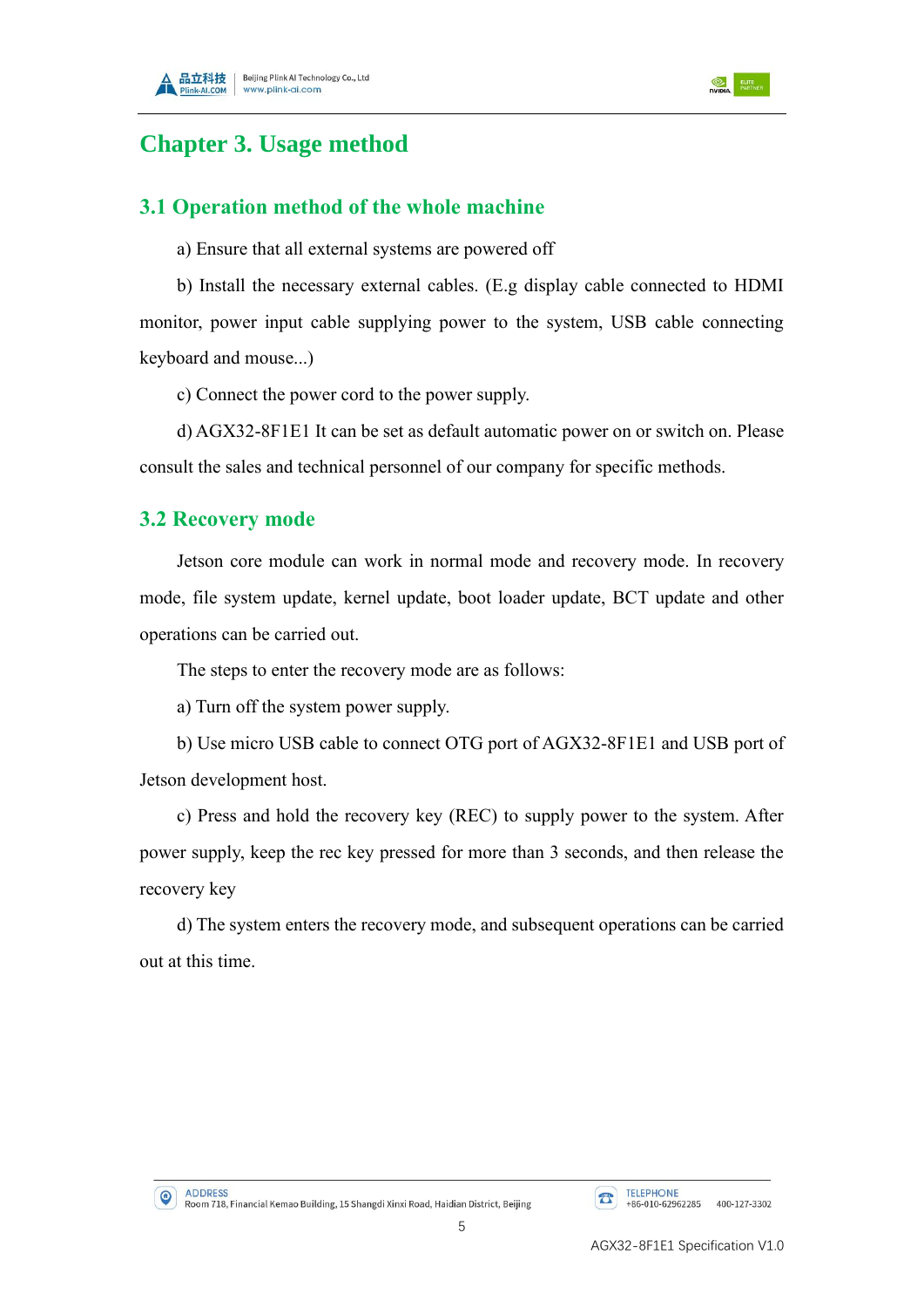# Chapter 3. Usage method

## 3.1 Operation method of the whole machine

a) Ensure that all external systems are powered off

b) Install the necessary external cables. (E.g display cable connected to HDMI monitor, power input cable supplying power to the system, USB cable connecting keyboard and mouse...)

c) Connect the power cord to the power supply.

d) AGX32-8F1E1 It can be set as default automatic power on or switch on. Please consult the sales and technical personnel of our company for specific methods.

## 3.2 Recovery mode

Jetson core module can work in normal mode and recovery mode. In recovery mode, file system update, kernel update, boot loader update, BCT update and other operations can be carried out.

The steps to enter the recovery mode are as follows:

a) Turn off the system power supply.

b) Use micro USB cable to connect OTG port of AGX32-8F1E1 and USB port of Jetson development host.

c) Press and hold the recovery key (REC) to supply power to the system. After power supply, keep the rec key pressed for more than 3 seconds, and then release the recovery key

d) The system enters the recovery mode, and subsequent operations can be carried out at this time.